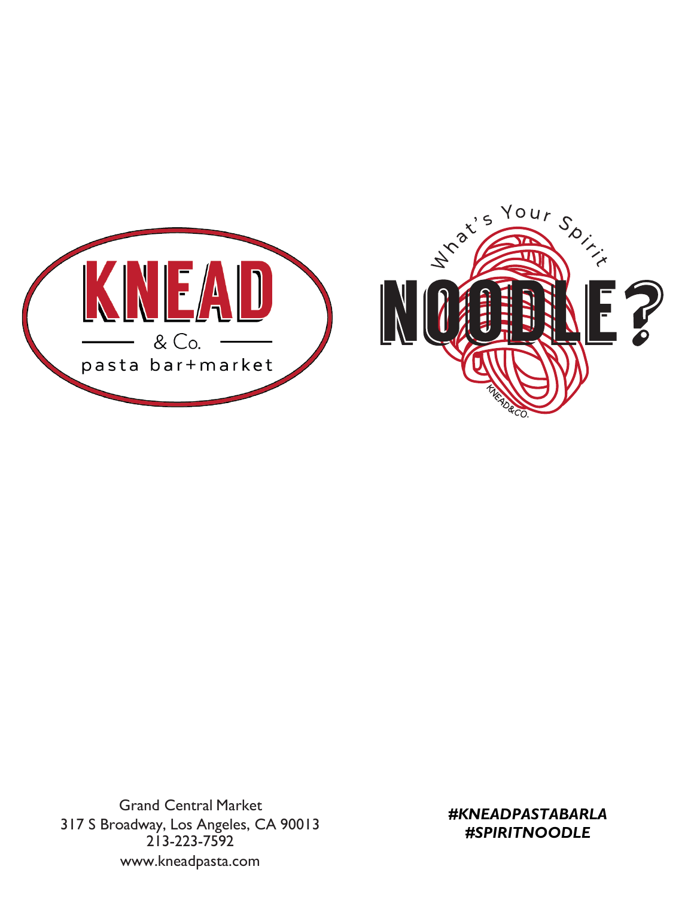# KNEAD

& Co.

pasta bar+market

What's Your Spirit

# NOODLE?

KNEAD&CO.

Grand Central Market
317 S Broadway, Los Angeles, CA 90013
213-223-7592
www.kneadpasta.com

***#KNEADPASTABARLA***
***#SPIRITNOODLE***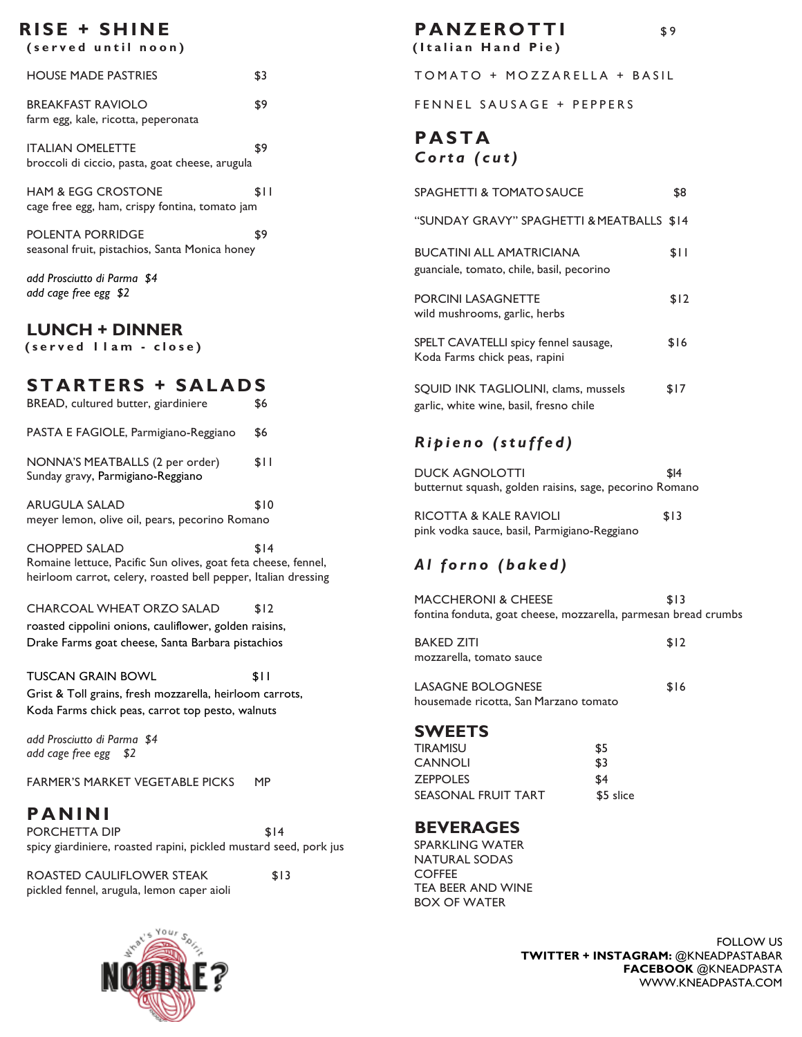# RISE + SHINE

(served until noon)

HOUSE MADE PASTRIES $3

BREAKFAST RAVIOLO $9
farm egg, kale, ricotta, peperonata

ITALIAN OMELETTE $9
broccoli di ciccio, pasta, goat cheese, arugula

HAM & EGG CROSTONE $11
cage free egg, ham, crispy fontina, tomato jam

POLENTA PORRIDGE $9
seasonal fruit, pistachios, Santa Monica honey

*add Prosciutto di Parma $4*
*add cage free egg $2*

# LUNCH + DINNER

(served 11am - close)

## STARTERS + SALADS

BREAD, cultured butter, giardiniere $6

PASTA E FAGIOLE, Parmigiano-Reggiano $6

NONNA'S MEATBALLS (2 per order) $11
Sunday gravy, Parmigiano-Reggiano

ARUGULA SALAD $10
meyer lemon, olive oil, pears, pecorino Romano

CHOPPED SALAD $14
Romaine lettuce, Pacific Sun olives, goat feta cheese, fennel, heirloom carrot, celery, roasted bell pepper, Italian dressing

CHARCOAL WHEAT ORZO SALAD $12
roasted cippolini onions, cauliflower, golden raisins, Drake Farms goat cheese, Santa Barbara pistachios

TUSCAN GRAIN BOWL $11
Grist & Toll grains, fresh mozzarella, heirloom carrots, Koda Farms chick peas, carrot top pesto, walnuts

*add Prosciutto di Parma $4*
*add cage free egg $2*

FARMER'S MARKET VEGETABLE PICKS MP

## PANINI

PORCHETTA DIP $14
spicy giardiniere, roasted rapini, pickled mustard seed, pork jus

ROASTED CAULIFLOWER STEAK $13
pickled fennel, arugula, lemon caper aioli

What's Your Spirit NOODLE?

## PANZEROTTI $9

(Italian Hand Pie)

TOMATO + MOZZARELLA + BASIL

FENNEL SAUSAGE + PEPPERS

## PASTA

### *Corta (cut)*

SPAGHETTI & TOMATO SAUCE $8

"SUNDAY GRAVY" SPAGHETTI & MEATBALLS $14

BUCATINI ALL AMATRICIANA $11
guanciale, tomato, chile, basil, pecorino

PORCINI LASAGNETTE $12
wild mushrooms, garlic, herbs

SPELT CAVATELLI spicy fennel sausage, Koda Farms chick peas, rapini $16

SQUID INK TAGLIOLINI, clams, mussels garlic, white wine, basil, fresno chile $17

### *Ripieno (stuffed)*

DUCK AGNOLOTTI $14
butternut squash, golden raisins, sage, pecorino Romano

RICOTTA & KALE RAVIOLI $13
pink vodka sauce, basil, Parmigiano-Reggiano

### *Al forno (baked)*

MACCHERONI & CHEESE $13
fontina fonduta, goat cheese, mozzarella, parmesan bread crumbs

BAKED ZITI $12
mozzarella, tomato sauce

LASAGNE BOLOGNESE $16
housemade ricotta, San Marzano tomato

## SWEETS

TIRAMISU $5
CANNOLI $3
ZEPPOLES $4
SEASONAL FRUIT TART $5 slice

## BEVERAGES

SPARKLING WATER
NATURAL SODAS
COFFEE
TEA BEER AND WINE
BOX OF WATER

FOLLOW US
**TWITTER + INSTAGRAM:** @KNEADPASTABAR
**FACEBOOK** @KNEADPASTA
WWW.KNEADPASTA.COM